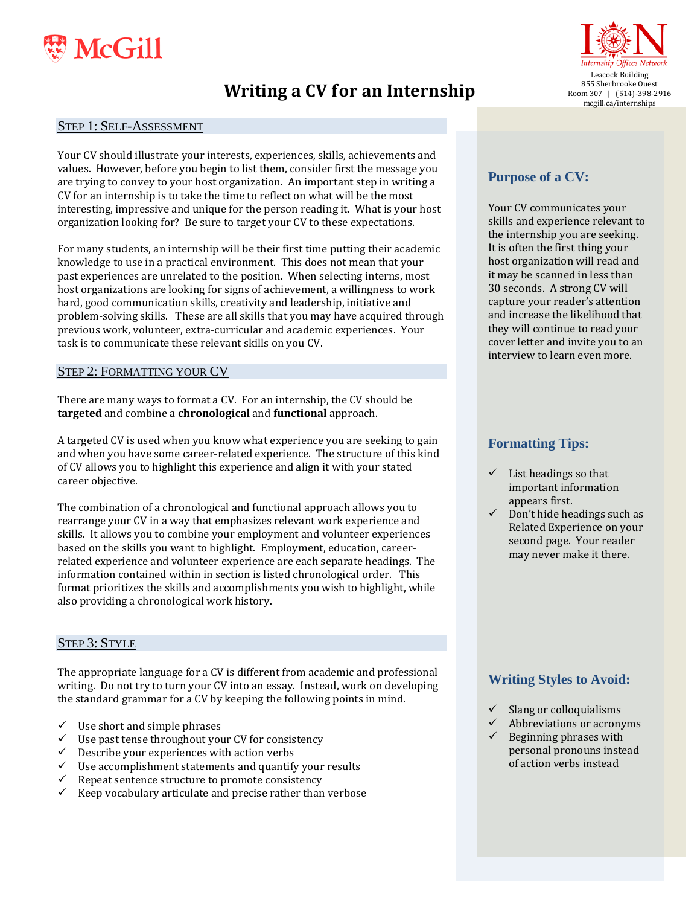McGill

Internship Offices Network
Leacock Building
855 Sherbrooke Ouest
Room 307 | (514)-398-2916
mcgill.ca/internships

# Writing a CV for an Internship

## Step 1: Self-Assessment

Your CV should illustrate your interests, experiences, skills, achievements and values. However, before you begin to list them, consider first the message you are trying to convey to your host organization. An important step in writing a CV for an internship is to take the time to reflect on what will be the most interesting, impressive and unique for the person reading it. What is your host organization looking for? Be sure to target your CV to these expectations.

For many students, an internship will be their first time putting their academic knowledge to use in a practical environment. This does not mean that your past experiences are unrelated to the position. When selecting interns, most host organizations are looking for signs of achievement, a willingness to work hard, good communication skills, creativity and leadership, initiative and problem-solving skills. These are all skills that you may have acquired through previous work, volunteer, extra-curricular and academic experiences. Your task is to communicate these relevant skills on you CV.

## Step 2: Formatting your CV

There are many ways to format a CV. For an internship, the CV should be **targeted** and combine a **chronological** and **functional** approach.

A targeted CV is used when you know what experience you are seeking to gain and when you have some career-related experience. The structure of this kind of CV allows you to highlight this experience and align it with your stated career objective.

The combination of a chronological and functional approach allows you to rearrange your CV in a way that emphasizes relevant work experience and skills. It allows you to combine your employment and volunteer experiences based on the skills you want to highlight. Employment, education, career-related experience and volunteer experience are each separate headings. The information contained within in section is listed chronological order. This format prioritizes the skills and accomplishments you wish to highlight, while also providing a chronological work history.

## Step 3: Style

The appropriate language for a CV is different from academic and professional writing. Do not try to turn your CV into an essay. Instead, work on developing the standard grammar for a CV by keeping the following points in mind.

- ✓ Use short and simple phrases
- ✓ Use past tense throughout your CV for consistency
- ✓ Describe your experiences with action verbs
- ✓ Use accomplishment statements and quantify your results
- ✓ Repeat sentence structure to promote consistency
- ✓ Keep vocabulary articulate and precise rather than verbose

### Purpose of a CV:

Your CV communicates your skills and experience relevant to the internship you are seeking. It is often the first thing your host organization will read and it may be scanned in less than 30 seconds. A strong CV will capture your reader's attention and increase the likelihood that they will continue to read your cover letter and invite you to an interview to learn even more.

### Formatting Tips:

- ✓ List headings so that important information appears first.
- ✓ Don't hide headings such as Related Experience on your second page. Your reader may never make it there.

### Writing Styles to Avoid:

- ✓ Slang or colloquialisms
- ✓ Abbreviations or acronyms
- ✓ Beginning phrases with personal pronouns instead of action verbs instead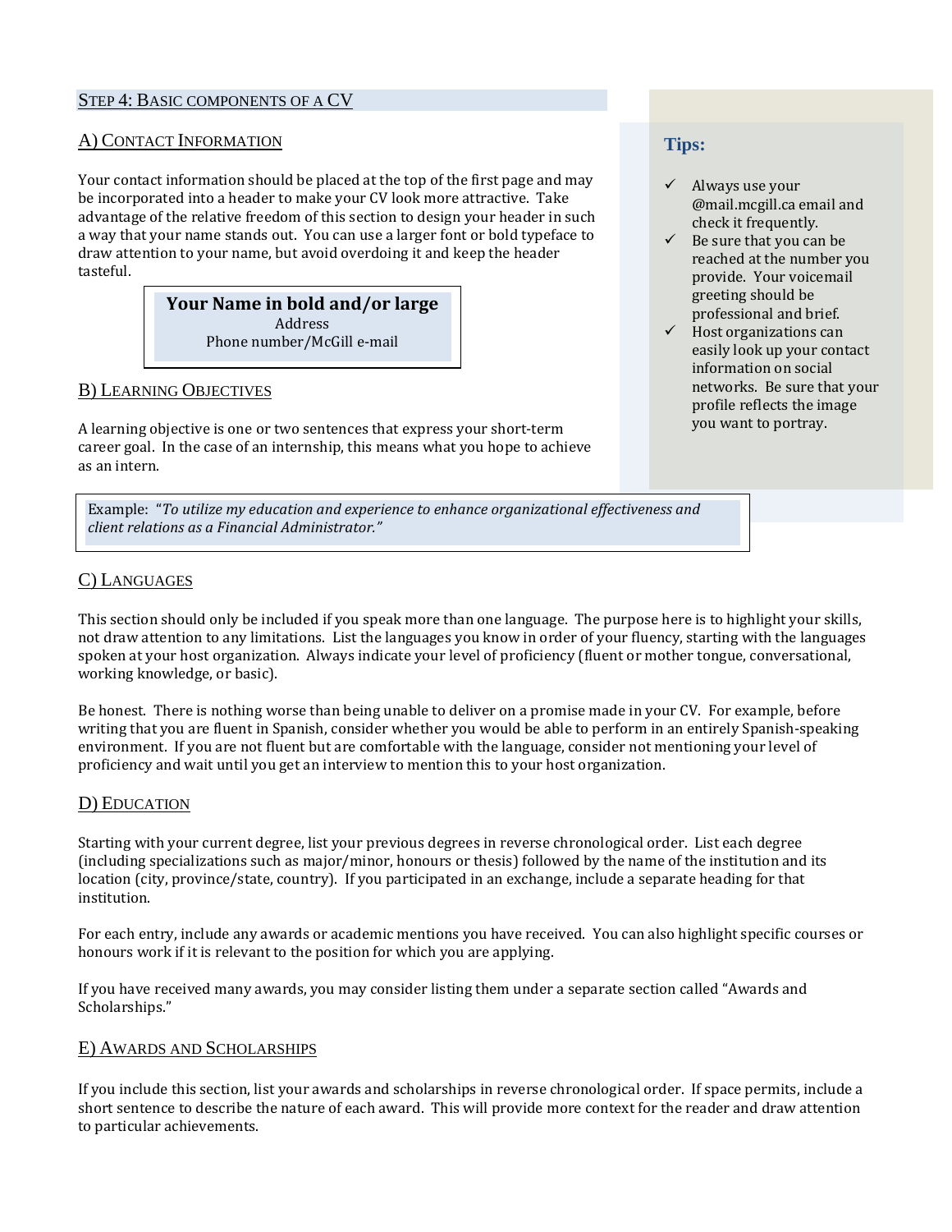## Step 4: Basic components of a CV

### A) Contact Information

Your contact information should be placed at the top of the first page and may be incorporated into a header to make your CV look more attractive. Take advantage of the relative freedom of this section to design your header in such a way that your name stands out. You can use a larger font or bold typeface to draw attention to your name, but avoid overdoing it and keep the header tasteful.

> **Your Name in bold and/or large**
> Address
> Phone number/McGill e-mail

**Tips:**

- ✓ Always use your @mail.mcgill.ca email and check it frequently.
- ✓ Be sure that you can be reached at the number you provide. Your voicemail greeting should be professional and brief.
- ✓ Host organizations can easily look up your contact information on social networks. Be sure that your profile reflects the image you want to portray.

### B) Learning Objectives

A learning objective is one or two sentences that express your short-term career goal. In the case of an internship, this means what you hope to achieve as an intern.

> Example: *"To utilize my education and experience to enhance organizational effectiveness and client relations as a Financial Administrator."*

### C) Languages

This section should only be included if you speak more than one language. The purpose here is to highlight your skills, not draw attention to any limitations. List the languages you know in order of your fluency, starting with the languages spoken at your host organization. Always indicate your level of proficiency (fluent or mother tongue, conversational, working knowledge, or basic).

Be honest. There is nothing worse than being unable to deliver on a promise made in your CV. For example, before writing that you are fluent in Spanish, consider whether you would be able to perform in an entirely Spanish-speaking environment. If you are not fluent but are comfortable with the language, consider not mentioning your level of proficiency and wait until you get an interview to mention this to your host organization.

### D) Education

Starting with your current degree, list your previous degrees in reverse chronological order. List each degree (including specializations such as major/minor, honours or thesis) followed by the name of the institution and its location (city, province/state, country). If you participated in an exchange, include a separate heading for that institution.

For each entry, include any awards or academic mentions you have received. You can also highlight specific courses or honours work if it is relevant to the position for which you are applying.

If you have received many awards, you may consider listing them under a separate section called "Awards and Scholarships."

### E) Awards and Scholarships

If you include this section, list your awards and scholarships in reverse chronological order. If space permits, include a short sentence to describe the nature of each award. This will provide more context for the reader and draw attention to particular achievements.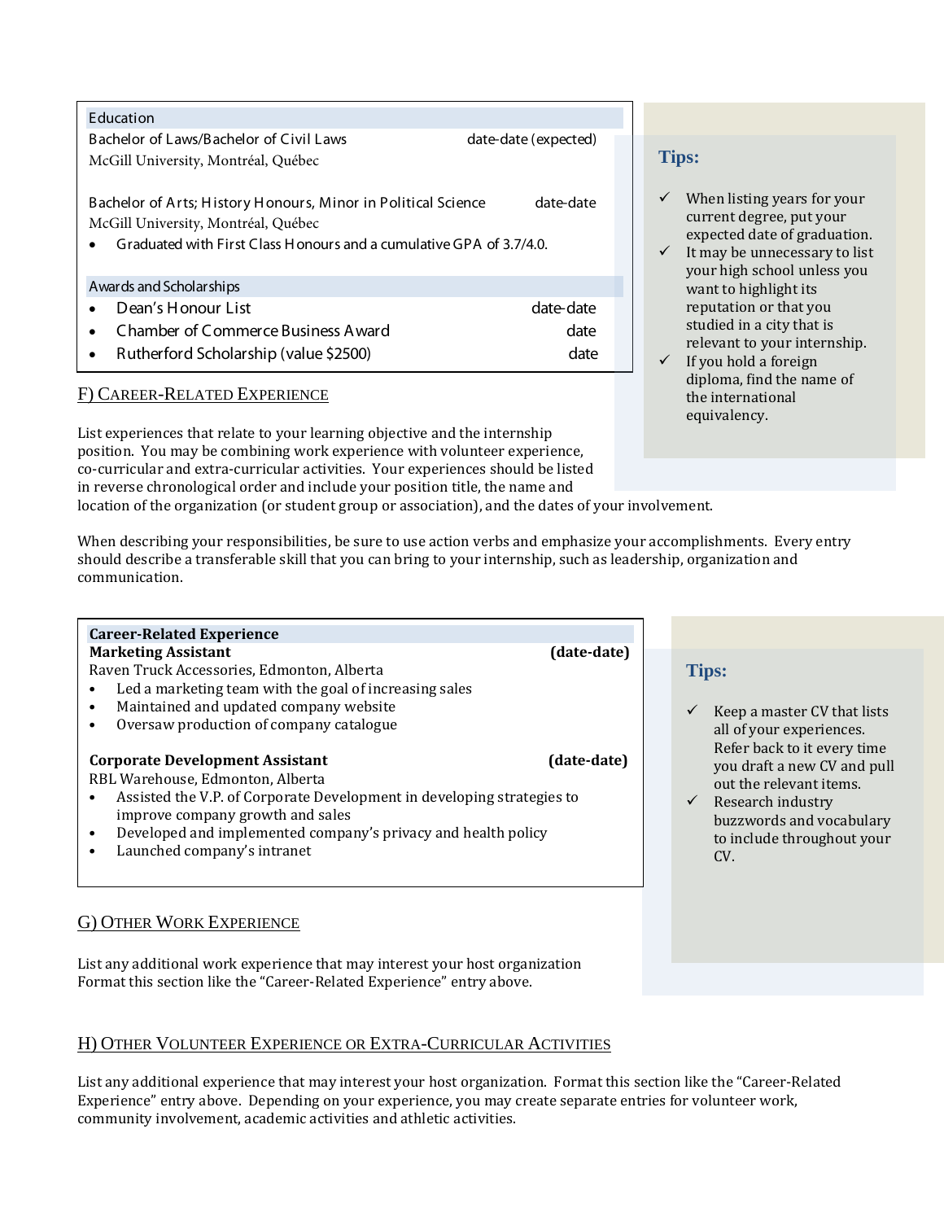| Education | |
|---|---|
| Bachelor of Laws/Bachelor of Civil Laws | date-date (expected) |
| McGill University, Montréal, Québec | |
| Bachelor of Arts; History Honours, Minor in Political Science | date-date |
| McGill University, Montréal, Québec | |
| • Graduated with First Class Honours and a cumulative GPA of 3.7/4.0. | |
| **Awards and Scholarships** | |
| • Dean's Honour List | date-date |
| • Chamber of Commerce Business Award | date |
| • Rutherford Scholarship (value $2500) | date |

**Tips:**

- ✓ When listing years for your current degree, put your expected date of graduation.
- ✓ It may be unnecessary to list your high school unless you want to highlight its reputation or that you studied in a city that is relevant to your internship.
- ✓ If you hold a foreign diploma, find the name of the international equivalency.

## F) Career-Related Experience

List experiences that relate to your learning objective and the internship position. You may be combining work experience with volunteer experience, co-curricular and extra-curricular activities. Your experiences should be listed in reverse chronological order and include your position title, the name and location of the organization (or student group or association), and the dates of your involvement.

When describing your responsibilities, be sure to use action verbs and emphasize your accomplishments. Every entry should describe a transferable skill that you can bring to your internship, such as leadership, organization and communication.

**Career-Related Experience**

**Marketing Assistant** **(date-date)**
Raven Truck Accessories, Edmonton, Alberta
- Led a marketing team with the goal of increasing sales
- Maintained and updated company website
- Oversaw production of company catalogue

**Corporate Development Assistant** **(date-date)**
RBL Warehouse, Edmonton, Alberta
- Assisted the V.P. of Corporate Development in developing strategies to improve company growth and sales
- Developed and implemented company's privacy and health policy
- Launched company's intranet

**Tips:**

- ✓ Keep a master CV that lists all of your experiences. Refer back to it every time you draft a new CV and pull out the relevant items.
- ✓ Research industry buzzwords and vocabulary to include throughout your CV.

## G) Other Work Experience

List any additional work experience that may interest your host organization
Format this section like the "Career-Related Experience" entry above.

## H) Other Volunteer Experience or Extra-Curricular Activities

List any additional experience that may interest your host organization. Format this section like the "Career-Related Experience" entry above. Depending on your experience, you may create separate entries for volunteer work, community involvement, academic activities and athletic activities.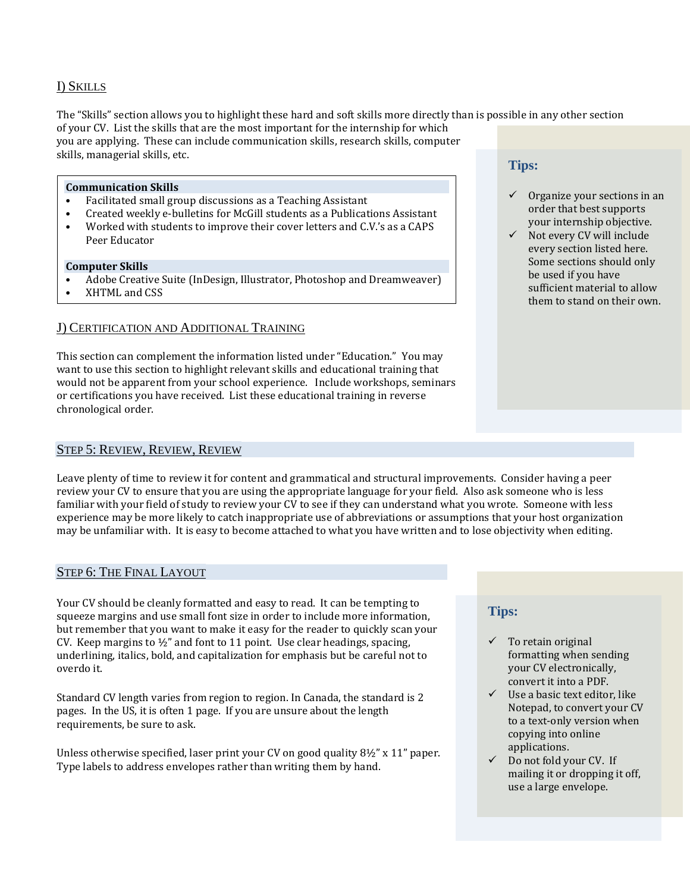## I) Skills

The "Skills" section allows you to highlight these hard and soft skills more directly than is possible in any other section of your CV. List the skills that are the most important for the internship for which you are applying. These can include communication skills, research skills, computer skills, managerial skills, etc.

> **Communication Skills**
> - Facilitated small group discussions as a Teaching Assistant
> - Created weekly e-bulletins for McGill students as a Publications Assistant
> - Worked with students to improve their cover letters and C.V.'s as a CAPS Peer Educator
>
> **Computer Skills**
> - Adobe Creative Suite (InDesign, Illustrator, Photoshop and Dreamweaver)
> - XHTML and CSS

**Tips:**

- ✓ Organize your sections in an order that best supports your internship objective.
- ✓ Not every CV will include every section listed here. Some sections should only be used if you have sufficient material to allow them to stand on their own.

## J) Certification and Additional Training

This section can complement the information listed under "Education." You may want to use this section to highlight relevant skills and educational training that would not be apparent from your school experience. Include workshops, seminars or certifications you have received. List these educational training in reverse chronological order.

## Step 5: Review, Review, Review

Leave plenty of time to review it for content and grammatical and structural improvements. Consider having a peer review your CV to ensure that you are using the appropriate language for your field. Also ask someone who is less familiar with your field of study to review your CV to see if they can understand what you wrote. Someone with less experience may be more likely to catch inappropriate use of abbreviations or assumptions that your host organization may be unfamiliar with. It is easy to become attached to what you have written and to lose objectivity when editing.

## Step 6: The Final Layout

Your CV should be cleanly formatted and easy to read. It can be tempting to squeeze margins and use small font size in order to include more information, but remember that you want to make it easy for the reader to quickly scan your CV. Keep margins to ½" and font to 11 point. Use clear headings, spacing, underlining, italics, bold, and capitalization for emphasis but be careful not to overdo it.

Standard CV length varies from region to region. In Canada, the standard is 2 pages. In the US, it is often 1 page. If you are unsure about the length requirements, be sure to ask.

Unless otherwise specified, laser print your CV on good quality 8½" x 11" paper. Type labels to address envelopes rather than writing them by hand.

**Tips:**

- ✓ To retain original formatting when sending your CV electronically, convert it into a PDF.
- ✓ Use a basic text editor, like Notepad, to convert your CV to a text-only version when copying into online applications.
- ✓ Do not fold your CV. If mailing it or dropping it off, use a large envelope.